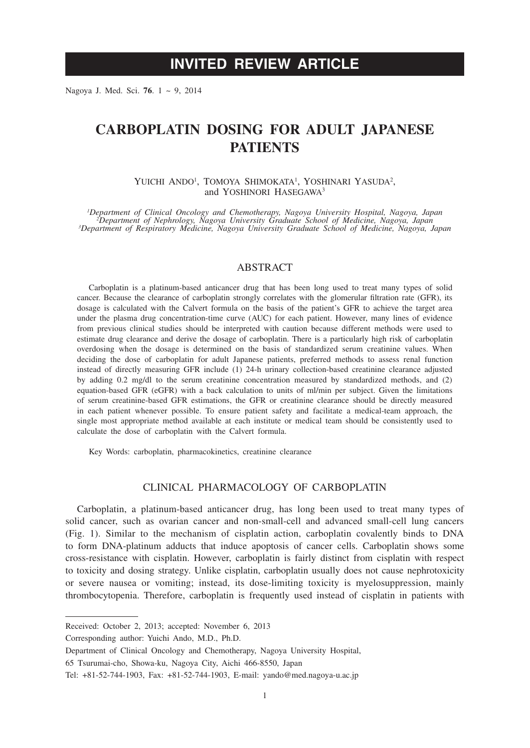# INVITED REVIEW ARTICLE

# CARBOPLATIN DOSING FOR ADULT JAPANESE PATIENTS

YUICHI ANDO[1], TOMOYA SHIMOKATA[1], YOSHINARI YASUDA[2], and YOSHINORI HASEGAWA[3]

*[1]Department of Clinical Oncology and Chemotherapy, Nagoya University Hospital, Nagoya, Japan*
*[2]Department of Nephrology, Nagoya University Graduate School of Medicine, Nagoya, Japan*
*[3]Department of Respiratory Medicine, Nagoya University Graduate School of Medicine, Nagoya, Japan*

## ABSTRACT

Carboplatin is a platinum-based anticancer drug that has been long used to treat many types of solid cancer. Because the clearance of carboplatin strongly correlates with the glomerular filtration rate (GFR), its dosage is calculated with the Calvert formula on the basis of the patient's GFR to achieve the target area under the plasma drug concentration-time curve (AUC) for each patient. However, many lines of evidence from previous clinical studies should be interpreted with caution because different methods were used to estimate drug clearance and derive the dosage of carboplatin. There is a particularly high risk of carboplatin overdosing when the dosage is determined on the basis of standardized serum creatinine values. When deciding the dose of carboplatin for adult Japanese patients, preferred methods to assess renal function instead of directly measuring GFR include (1) 24-h urinary collection-based creatinine clearance adjusted by adding 0.2 mg/dl to the serum creatinine concentration measured by standardized methods, and (2) equation-based GFR (eGFR) with a back calculation to units of ml/min per subject. Given the limitations of serum creatinine-based GFR estimations, the GFR or creatinine clearance should be directly measured in each patient whenever possible. To ensure patient safety and facilitate a medical-team approach, the single most appropriate method available at each institute or medical team should be consistently used to calculate the dose of carboplatin with the Calvert formula.

Key Words: carboplatin, pharmacokinetics, creatinine clearance

## CLINICAL PHARMACOLOGY OF CARBOPLATIN

Carboplatin, a platinum-based anticancer drug, has long been used to treat many types of solid cancer, such as ovarian cancer and non-small-cell and advanced small-cell lung cancers (Fig. 1). Similar to the mechanism of cisplatin action, carboplatin covalently binds to DNA to form DNA-platinum adducts that induce apoptosis of cancer cells. Carboplatin shows some cross-resistance with cisplatin. However, carboplatin is fairly distinct from cisplatin with respect to toxicity and dosing strategy. Unlike cisplatin, carboplatin usually does not cause nephrotoxicity or severe nausea or vomiting; instead, its dose-limiting toxicity is myelosuppression, mainly thrombocytopenia. Therefore, carboplatin is frequently used instead of cisplatin in patients with

---

Received: October 2, 2013; accepted: November 6, 2013

Corresponding author: Yuichi Ando, M.D., Ph.D.

Department of Clinical Oncology and Chemotherapy, Nagoya University Hospital,

65 Tsurumai-cho, Showa-ku, Nagoya City, Aichi 466-8550, Japan

Tel: +81-52-744-1903, Fax: +81-52-744-1903, E-mail: yando@med.nagoya-u.ac.jp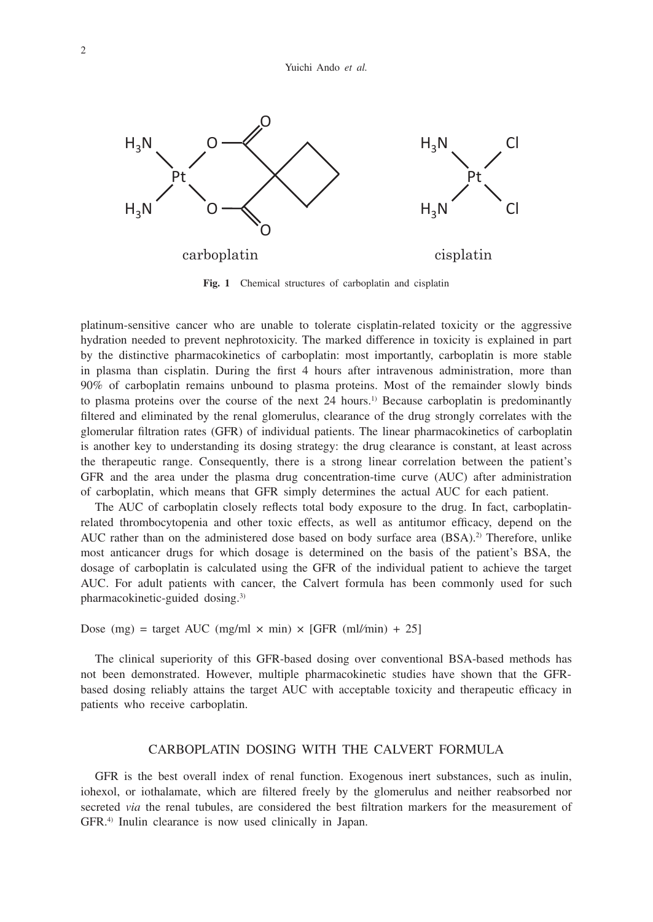**Fig. 1** Chemical structures of carboplatin and cisplatin

platinum-sensitive cancer who are unable to tolerate cisplatin-related toxicity or the aggressive hydration needed to prevent nephrotoxicity. The marked difference in toxicity is explained in part by the distinctive pharmacokinetics of carboplatin: most importantly, carboplatin is more stable in plasma than cisplatin. During the first 4 hours after intravenous administration, more than 90% of carboplatin remains unbound to plasma proteins. Most of the remainder slowly binds to plasma proteins over the course of the next 24 hours.[1] Because carboplatin is predominantly filtered and eliminated by the renal glomerulus, clearance of the drug strongly correlates with the glomerular filtration rates (GFR) of individual patients. The linear pharmacokinetics of carboplatin is another key to understanding its dosing strategy: the drug clearance is constant, at least across the therapeutic range. Consequently, there is a strong linear correlation between the patient's GFR and the area under the plasma drug concentration-time curve (AUC) after administration of carboplatin, which means that GFR simply determines the actual AUC for each patient.

The AUC of carboplatin closely reflects total body exposure to the drug. In fact, carboplatin-related thrombocytopenia and other toxic effects, as well as antitumor efficacy, depend on the AUC rather than on the administered dose based on body surface area (BSA).[2] Therefore, unlike most anticancer drugs for which dosage is determined on the basis of the patient's BSA, the dosage of carboplatin is calculated using the GFR of the individual patient to achieve the target AUC. For adult patients with cancer, the Calvert formula has been commonly used for such pharmacokinetic-guided dosing.[3]

$$\text{Dose (mg)} = \text{target AUC (mg/ml} \times \text{min)} \times [\text{GFR (ml/min)} + 25]$$

The clinical superiority of this GFR-based dosing over conventional BSA-based methods has not been demonstrated. However, multiple pharmacokinetic studies have shown that the GFR-based dosing reliably attains the target AUC with acceptable toxicity and therapeutic efficacy in patients who receive carboplatin.

## CARBOPLATIN DOSING WITH THE CALVERT FORMULA

GFR is the best overall index of renal function. Exogenous inert substances, such as inulin, iohexol, or iothalamate, which are filtered freely by the glomerulus and neither reabsorbed nor secreted *via* the renal tubules, are considered the best filtration markers for the measurement of GFR.[4] Inulin clearance is now used clinically in Japan.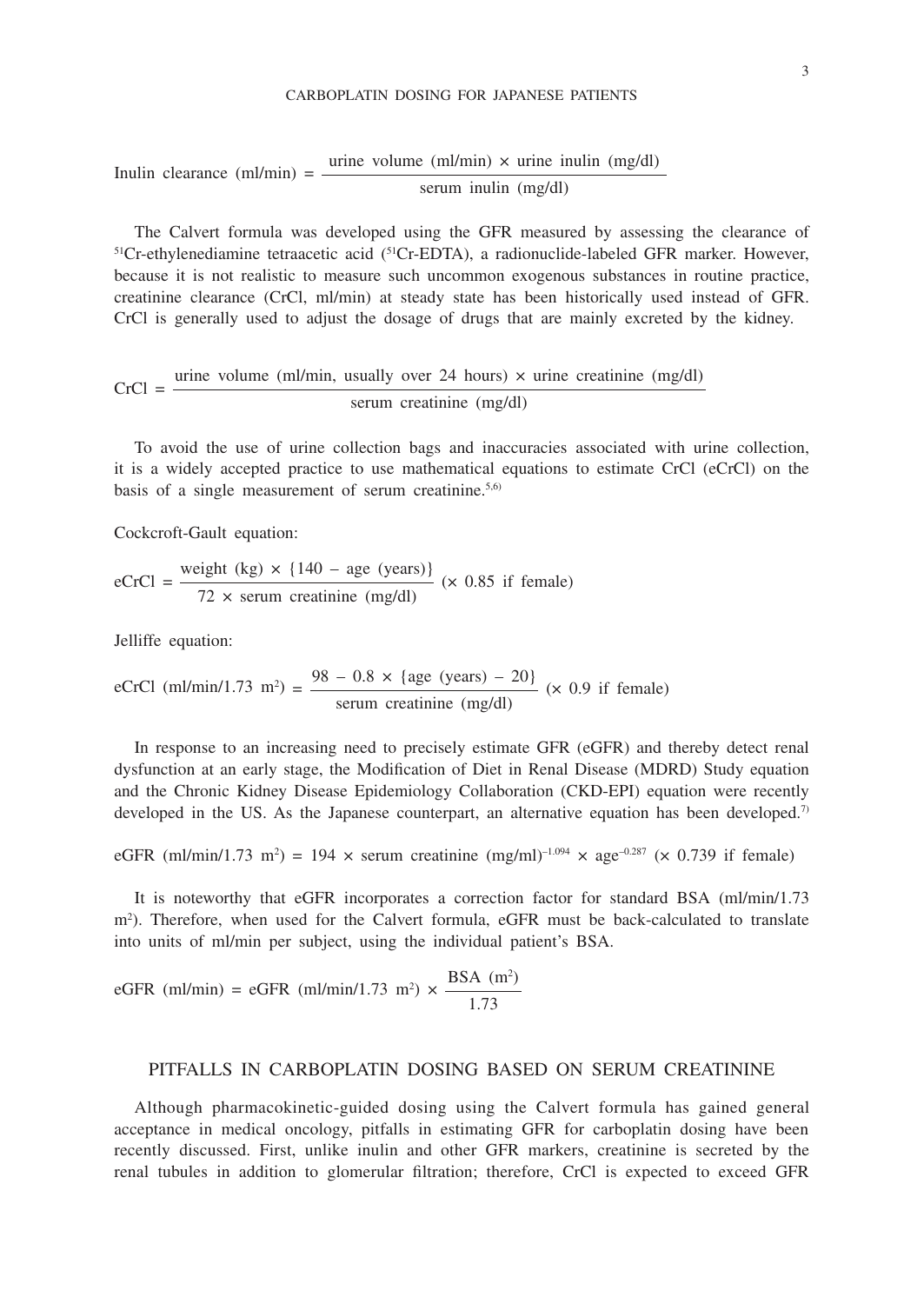$$\text{Inulin clearance (ml/min)} = \frac{\text{urine volume (ml/min)} \times \text{urine inulin (mg/dl)}}{\text{serum inulin (mg/dl)}}$$

The Calvert formula was developed using the GFR measured by assessing the clearance of $^{51}$Cr-ethylenediamine tetraacetic acid ($^{51}$Cr-EDTA), a radionuclide-labeled GFR marker. However, because it is not realistic to measure such uncommon exogenous substances in routine practice, creatinine clearance (CrCl, ml/min) at steady state has been historically used instead of GFR. CrCl is generally used to adjust the dosage of drugs that are mainly excreted by the kidney.

$$\text{CrCl} = \frac{\text{urine volume (ml/min, usually over 24 hours)} \times \text{urine creatinine (mg/dl)}}{\text{serum creatinine (mg/dl)}}$$

To avoid the use of urine collection bags and inaccuracies associated with urine collection, it is a widely accepted practice to use mathematical equations to estimate CrCl (eCrCl) on the basis of a single measurement of serum creatinine.[5,6]

Cockcroft-Gault equation:

$$\text{eCrCl} = \frac{\text{weight (kg)} \times \{140 - \text{age (years)}\}}{72 \times \text{serum creatinine (mg/dl)}} \; (\times\ 0.85 \text{ if female})$$

Jelliffe equation:

$$\text{eCrCl (ml/min/1.73 m}^2\text{)} = \frac{98 - 0.8 \times \{\text{age (years)} - 20\}}{\text{serum creatinine (mg/dl)}} \; (\times\ 0.9 \text{ if female})$$

In response to an increasing need to precisely estimate GFR (eGFR) and thereby detect renal dysfunction at an early stage, the Modification of Diet in Renal Disease (MDRD) Study equation and the Chronic Kidney Disease Epidemiology Collaboration (CKD-EPI) equation were recently developed in the US. As the Japanese counterpart, an alternative equation has been developed.[7]

$$\text{eGFR (ml/min/1.73 m}^2\text{)} = 194 \times \text{serum creatinine (mg/ml)}^{-1.094} \times \text{age}^{-0.287} \; (\times\ 0.739 \text{ if female})$$

It is noteworthy that eGFR incorporates a correction factor for standard BSA (ml/min/1.73 m$^2$). Therefore, when used for the Calvert formula, eGFR must be back-calculated to translate into units of ml/min per subject, using the individual patient's BSA.

$$\text{eGFR (ml/min)} = \text{eGFR (ml/min/1.73 m}^2\text{)} \times \frac{\text{BSA (m}^2\text{)}}{1.73}$$

## PITFALLS IN CARBOPLATIN DOSING BASED ON SERUM CREATININE

Although pharmacokinetic-guided dosing using the Calvert formula has gained general acceptance in medical oncology, pitfalls in estimating GFR for carboplatin dosing have been recently discussed. First, unlike inulin and other GFR markers, creatinine is secreted by the renal tubules in addition to glomerular filtration; therefore, CrCl is expected to exceed GFR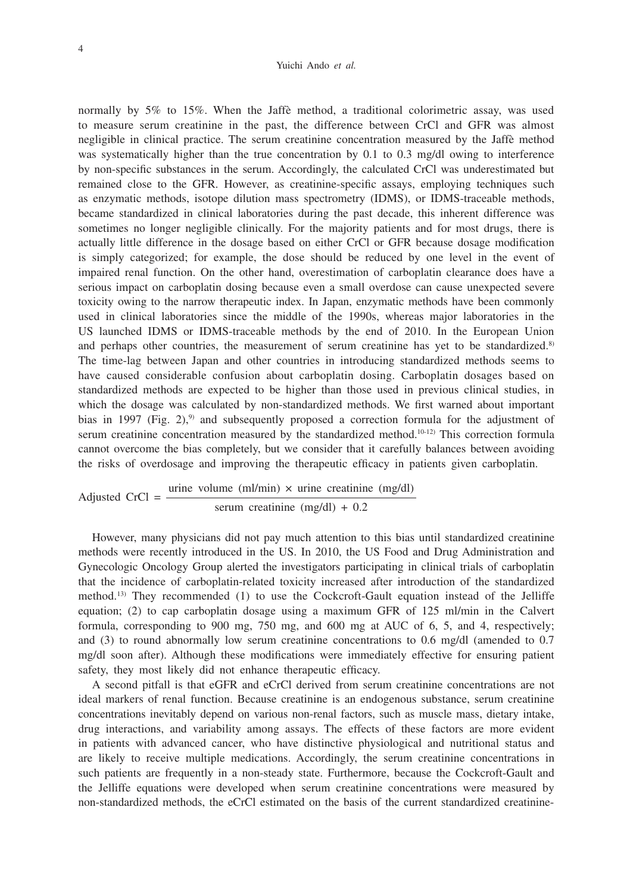normally by 5% to 15%. When the Jaffè method, a traditional colorimetric assay, was used to measure serum creatinine in the past, the difference between CrCl and GFR was almost negligible in clinical practice. The serum creatinine concentration measured by the Jaffè method was systematically higher than the true concentration by 0.1 to 0.3 mg/dl owing to interference by non-specific substances in the serum. Accordingly, the calculated CrCl was underestimated but remained close to the GFR. However, as creatinine-specific assays, employing techniques such as enzymatic methods, isotope dilution mass spectrometry (IDMS), or IDMS-traceable methods, became standardized in clinical laboratories during the past decade, this inherent difference was sometimes no longer negligible clinically. For the majority patients and for most drugs, there is actually little difference in the dosage based on either CrCl or GFR because dosage modification is simply categorized; for example, the dose should be reduced by one level in the event of impaired renal function. On the other hand, overestimation of carboplatin clearance does have a serious impact on carboplatin dosing because even a small overdose can cause unexpected severe toxicity owing to the narrow therapeutic index. In Japan, enzymatic methods have been commonly used in clinical laboratories since the middle of the 1990s, whereas major laboratories in the US launched IDMS or IDMS-traceable methods by the end of 2010. In the European Union and perhaps other countries, the measurement of serum creatinine has yet to be standardized.[8] The time-lag between Japan and other countries in introducing standardized methods seems to have caused considerable confusion about carboplatin dosing. Carboplatin dosages based on standardized methods are expected to be higher than those used in previous clinical studies, in which the dosage was calculated by non-standardized methods. We first warned about important bias in 1997 (Fig. 2),[9] and subsequently proposed a correction formula for the adjustment of serum creatinine concentration measured by the standardized method.[10-12] This correction formula cannot overcome the bias completely, but we consider that it carefully balances between avoiding the risks of overdosage and improving the therapeutic efficacy in patients given carboplatin.

$$\text{Adjusted CrCl} = \frac{\text{urine volume (ml/min)} \times \text{urine creatinine (mg/dl)}}{\text{serum creatinine (mg/dl)} + 0.2}$$

However, many physicians did not pay much attention to this bias until standardized creatinine methods were recently introduced in the US. In 2010, the US Food and Drug Administration and Gynecologic Oncology Group alerted the investigators participating in clinical trials of carboplatin that the incidence of carboplatin-related toxicity increased after introduction of the standardized method.[13] They recommended (1) to use the Cockcroft-Gault equation instead of the Jelliffe equation; (2) to cap carboplatin dosage using a maximum GFR of 125 ml/min in the Calvert formula, corresponding to 900 mg, 750 mg, and 600 mg at AUC of 6, 5, and 4, respectively; and (3) to round abnormally low serum creatinine concentrations to 0.6 mg/dl (amended to 0.7 mg/dl soon after). Although these modifications were immediately effective for ensuring patient safety, they most likely did not enhance therapeutic efficacy.

A second pitfall is that eGFR and eCrCl derived from serum creatinine concentrations are not ideal markers of renal function. Because creatinine is an endogenous substance, serum creatinine concentrations inevitably depend on various non-renal factors, such as muscle mass, dietary intake, drug interactions, and variability among assays. The effects of these factors are more evident in patients with advanced cancer, who have distinctive physiological and nutritional status and are likely to receive multiple medications. Accordingly, the serum creatinine concentrations in such patients are frequently in a non-steady state. Furthermore, because the Cockcroft-Gault and the Jelliffe equations were developed when serum creatinine concentrations were measured by non-standardized methods, the eCrCl estimated on the basis of the current standardized creatinine-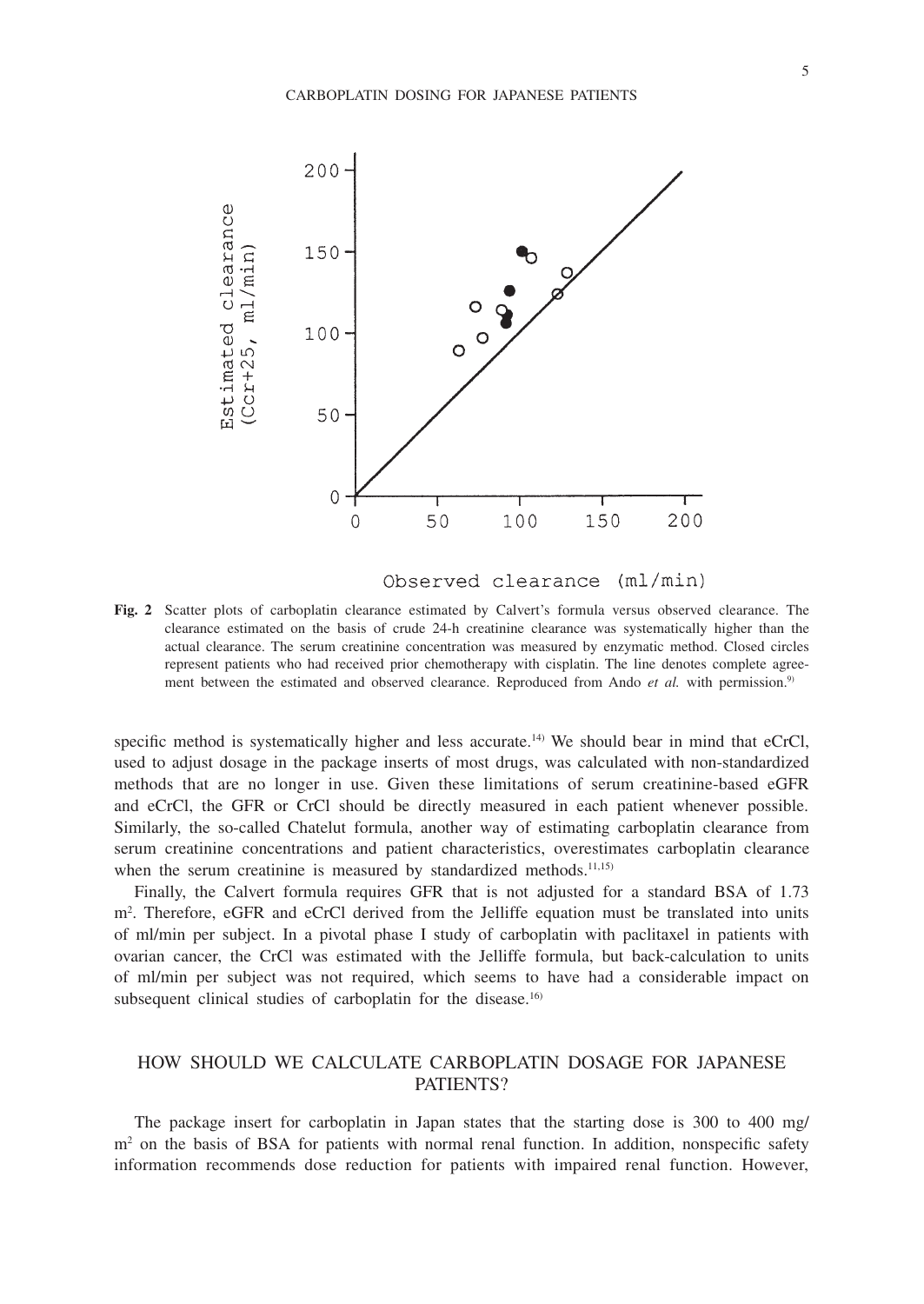**Fig. 2** Scatter plots of carboplatin clearance estimated by Calvert's formula versus observed clearance. The clearance estimated on the basis of crude 24-h creatinine clearance was systematically higher than the actual clearance. The serum creatinine concentration was measured by enzymatic method. Closed circles represent patients who had received prior chemotherapy with cisplatin. The line denotes complete agreement between the estimated and observed clearance. Reproduced from Ando *et al.* with permission.[9]

specific method is systematically higher and less accurate.[14] We should bear in mind that eCrCl, used to adjust dosage in the package inserts of most drugs, was calculated with non-standardized methods that are no longer in use. Given these limitations of serum creatinine-based eGFR and eCrCl, the GFR or CrCl should be directly measured in each patient whenever possible. Similarly, the so-called Chatelut formula, another way of estimating carboplatin clearance from serum creatinine concentrations and patient characteristics, overestimates carboplatin clearance when the serum creatinine is measured by standardized methods.[11,15]

Finally, the Calvert formula requires GFR that is not adjusted for a standard BSA of 1.73 $m^2$. Therefore, eGFR and eCrCl derived from the Jelliffe equation must be translated into units of ml/min per subject. In a pivotal phase I study of carboplatin with paclitaxel in patients with ovarian cancer, the CrCl was estimated with the Jelliffe formula, but back-calculation to units of ml/min per subject was not required, which seems to have had a considerable impact on subsequent clinical studies of carboplatin for the disease.[16]

## HOW SHOULD WE CALCULATE CARBOPLATIN DOSAGE FOR JAPANESE PATIENTS?

The package insert for carboplatin in Japan states that the starting dose is 300 to 400 mg/$m^2$ on the basis of BSA for patients with normal renal function. In addition, nonspecific safety information recommends dose reduction for patients with impaired renal function. However,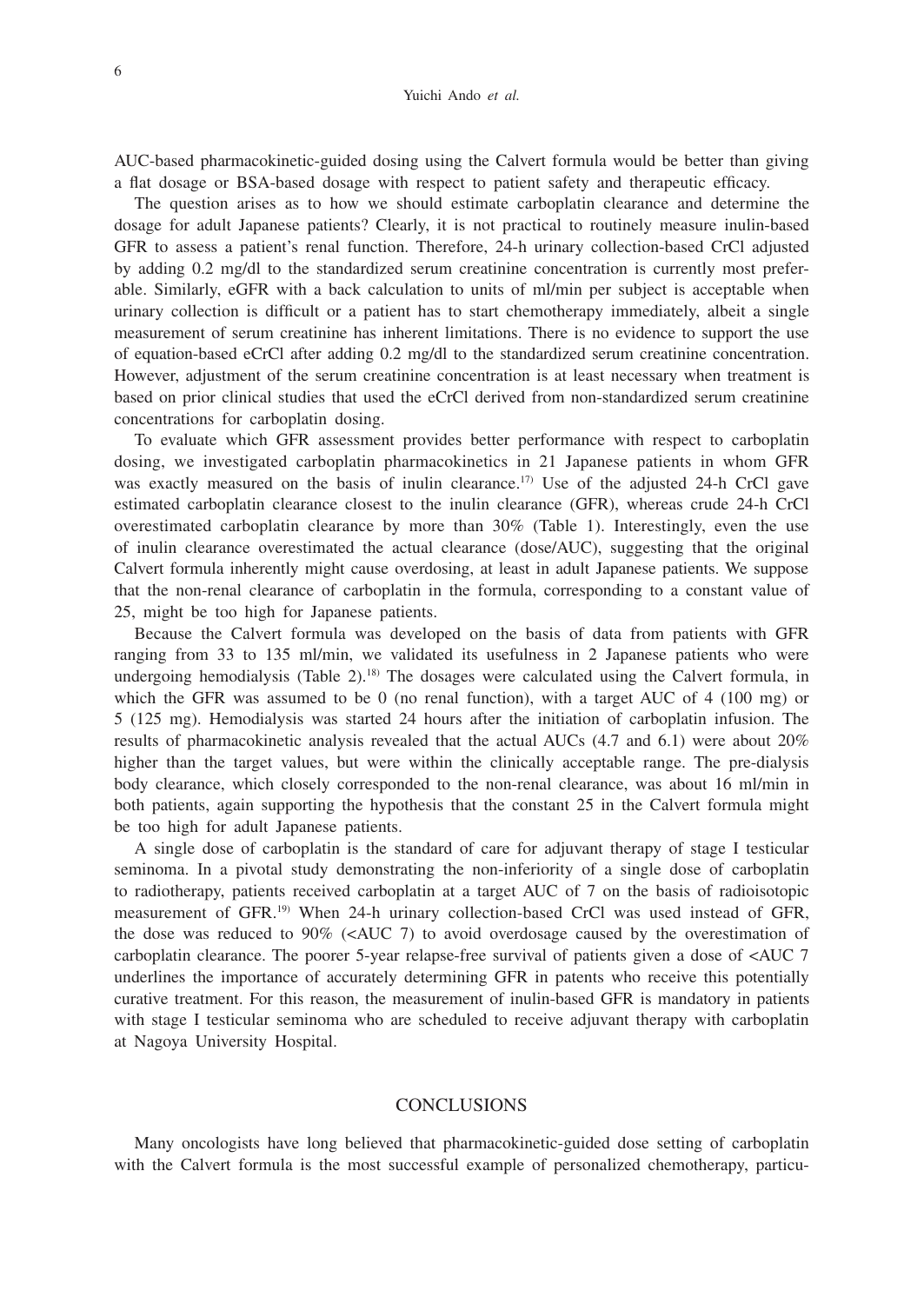AUC-based pharmacokinetic-guided dosing using the Calvert formula would be better than giving a flat dosage or BSA-based dosage with respect to patient safety and therapeutic efficacy.

The question arises as to how we should estimate carboplatin clearance and determine the dosage for adult Japanese patients? Clearly, it is not practical to routinely measure inulin-based GFR to assess a patient's renal function. Therefore, 24-h urinary collection-based CrCl adjusted by adding 0.2 mg/dl to the standardized serum creatinine concentration is currently most preferable. Similarly, eGFR with a back calculation to units of ml/min per subject is acceptable when urinary collection is difficult or a patient has to start chemotherapy immediately, albeit a single measurement of serum creatinine has inherent limitations. There is no evidence to support the use of equation-based eCrCl after adding 0.2 mg/dl to the standardized serum creatinine concentration. However, adjustment of the serum creatinine concentration is at least necessary when treatment is based on prior clinical studies that used the eCrCl derived from non-standardized serum creatinine concentrations for carboplatin dosing.

To evaluate which GFR assessment provides better performance with respect to carboplatin dosing, we investigated carboplatin pharmacokinetics in 21 Japanese patients in whom GFR was exactly measured on the basis of inulin clearance.[17] Use of the adjusted 24-h CrCl gave estimated carboplatin clearance closest to the inulin clearance (GFR), whereas crude 24-h CrCl overestimated carboplatin clearance by more than 30% (Table 1). Interestingly, even the use of inulin clearance overestimated the actual clearance (dose/AUC), suggesting that the original Calvert formula inherently might cause overdosing, at least in adult Japanese patients. We suppose that the non-renal clearance of carboplatin in the formula, corresponding to a constant value of 25, might be too high for Japanese patients.

Because the Calvert formula was developed on the basis of data from patients with GFR ranging from 33 to 135 ml/min, we validated its usefulness in 2 Japanese patients who were undergoing hemodialysis (Table 2).[18] The dosages were calculated using the Calvert formula, in which the GFR was assumed to be 0 (no renal function), with a target AUC of 4 (100 mg) or 5 (125 mg). Hemodialysis was started 24 hours after the initiation of carboplatin infusion. The results of pharmacokinetic analysis revealed that the actual AUCs (4.7 and 6.1) were about 20% higher than the target values, but were within the clinically acceptable range. The pre-dialysis body clearance, which closely corresponded to the non-renal clearance, was about 16 ml/min in both patients, again supporting the hypothesis that the constant 25 in the Calvert formula might be too high for adult Japanese patients.

A single dose of carboplatin is the standard of care for adjuvant therapy of stage I testicular seminoma. In a pivotal study demonstrating the non-inferiority of a single dose of carboplatin to radiotherapy, patients received carboplatin at a target AUC of 7 on the basis of radioisotopic measurement of GFR.[19] When 24-h urinary collection-based CrCl was used instead of GFR, the dose was reduced to 90% (<AUC 7) to avoid overdosage caused by the overestimation of carboplatin clearance. The poorer 5-year relapse-free survival of patients given a dose of <AUC 7 underlines the importance of accurately determining GFR in patents who receive this potentially curative treatment. For this reason, the measurement of inulin-based GFR is mandatory in patients with stage I testicular seminoma who are scheduled to receive adjuvant therapy with carboplatin at Nagoya University Hospital.

## CONCLUSIONS

Many oncologists have long believed that pharmacokinetic-guided dose setting of carboplatin with the Calvert formula is the most successful example of personalized chemotherapy, particu-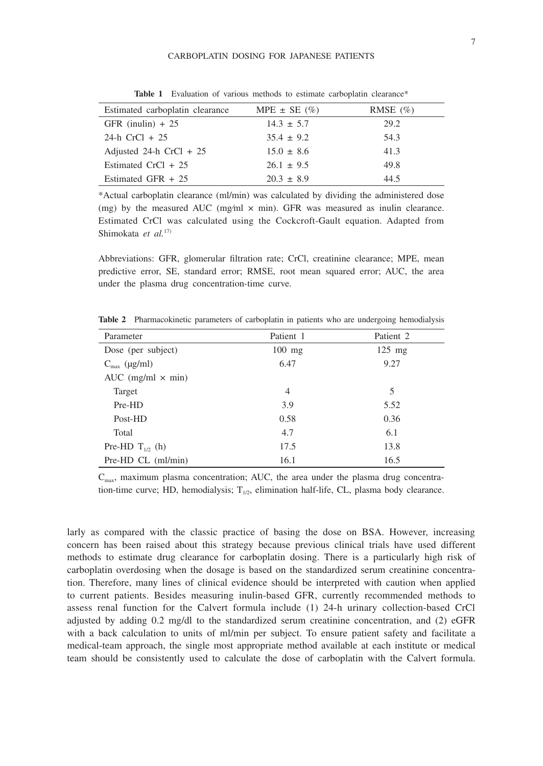**Table 1** Evaluation of various methods to estimate carboplatin clearance*

| Estimated carboplatin clearance | MPE ± SE (%) | RMSE (%) |
|---|---|---|
| GFR (inulin) + 25 | 14.3 ± 5.7 | 29.2 |
| 24-h CrCl + 25 | 35.4 ± 9.2 | 54.3 |
| Adjusted 24-h CrCl + 25 | 15.0 ± 8.6 | 41.3 |
| Estimated CrCl + 25 | 26.1 ± 9.5 | 49.8 |
| Estimated GFR + 25 | 20.3 ± 8.9 | 44.5 |

*Actual carboplatin clearance (ml/min) was calculated by dividing the administered dose (mg) by the measured AUC (mg/ml × min). GFR was measured as inulin clearance. Estimated CrCl was calculated using the Cockcroft-Gault equation. Adapted from Shimokata *et al.*[17]

Abbreviations: GFR, glomerular filtration rate; CrCl, creatinine clearance; MPE, mean predictive error, SE, standard error; RMSE, root mean squared error; AUC, the area under the plasma drug concentration-time curve.

**Table 2** Pharmacokinetic parameters of carboplatin in patients who are undergoing hemodialysis

| Parameter | Patient 1 | Patient 2 |
|---|---|---|
| Dose (per subject) | 100 mg | 125 mg |
| $C_{max}$ (μg/ml) | 6.47 | 9.27 |
| AUC (mg/ml × min) | | |
| Target | 4 | 5 |
| Pre-HD | 3.9 | 5.52 |
| Post-HD | 0.58 | 0.36 |
| Total | 4.7 | 6.1 |
| Pre-HD $T_{1/2}$ (h) | 17.5 | 13.8 |
| Pre-HD CL (ml/min) | 16.1 | 16.5 |

$C_{max}$, maximum plasma concentration; AUC, the area under the plasma drug concentration-time curve; HD, hemodialysis; $T_{1/2}$, elimination half-life, CL, plasma body clearance.

larly as compared with the classic practice of basing the dose on BSA. However, increasing concern has been raised about this strategy because previous clinical trials have used different methods to estimate drug clearance for carboplatin dosing. There is a particularly high risk of carboplatin overdosing when the dosage is based on the standardized serum creatinine concentration. Therefore, many lines of clinical evidence should be interpreted with caution when applied to current patients. Besides measuring inulin-based GFR, currently recommended methods to assess renal function for the Calvert formula include (1) 24-h urinary collection-based CrCl adjusted by adding 0.2 mg/dl to the standardized serum creatinine concentration, and (2) eGFR with a back calculation to units of ml/min per subject. To ensure patient safety and facilitate a medical-team approach, the single most appropriate method available at each institute or medical team should be consistently used to calculate the dose of carboplatin with the Calvert formula.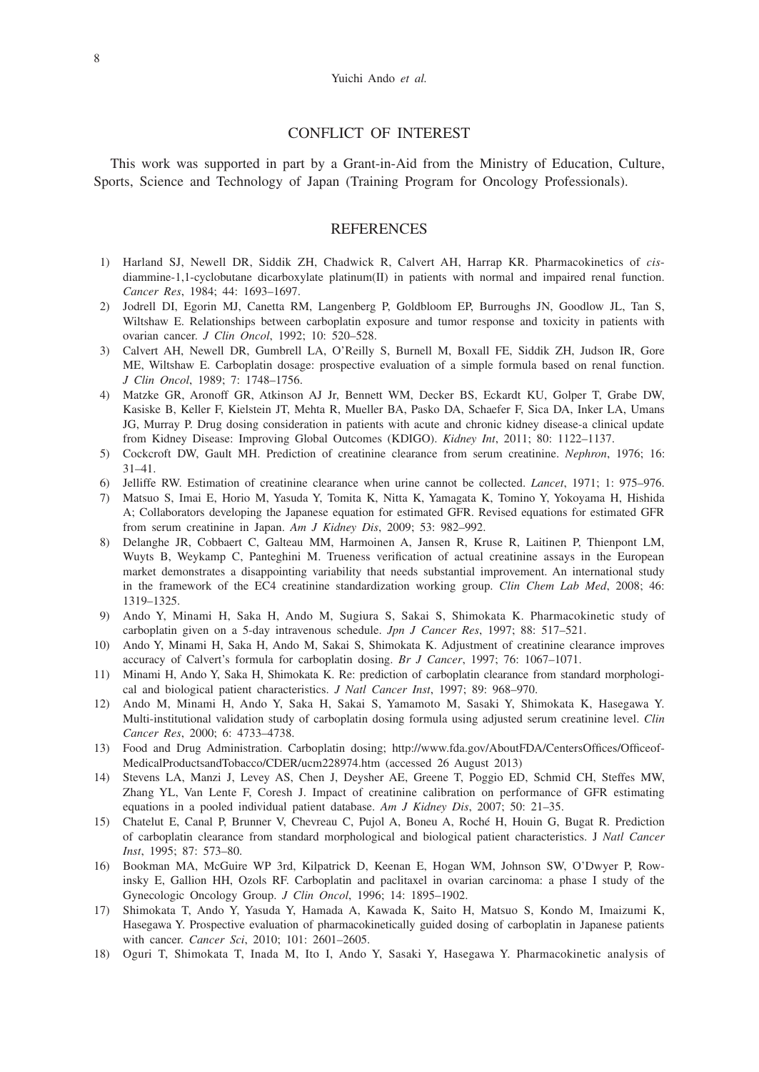## CONFLICT OF INTEREST

This work was supported in part by a Grant-in-Aid from the Ministry of Education, Culture, Sports, Science and Technology of Japan (Training Program for Oncology Professionals).

## REFERENCES

1) Harland SJ, Newell DR, Siddik ZH, Chadwick R, Calvert AH, Harrap KR. Pharmacokinetics of *cis*-diammine-1,1-cyclobutane dicarboxylate platinum(II) in patients with normal and impaired renal function. *Cancer Res*, 1984; 44: 1693–1697.
2) Jodrell DI, Egorin MJ, Canetta RM, Langenberg P, Goldbloom EP, Burroughs JN, Goodlow JL, Tan S, Wiltshaw E. Relationships between carboplatin exposure and tumor response and toxicity in patients with ovarian cancer. *J Clin Oncol*, 1992; 10: 520–528.
3) Calvert AH, Newell DR, Gumbrell LA, O'Reilly S, Burnell M, Boxall FE, Siddik ZH, Judson IR, Gore ME, Wiltshaw E. Carboplatin dosage: prospective evaluation of a simple formula based on renal function. *J Clin Oncol*, 1989; 7: 1748–1756.
4) Matzke GR, Aronoff GR, Atkinson AJ Jr, Bennett WM, Decker BS, Eckardt KU, Golper T, Grabe DW, Kasiske B, Keller F, Kielstein JT, Mehta R, Mueller BA, Pasko DA, Schaefer F, Sica DA, Inker LA, Umans JG, Murray P. Drug dosing consideration in patients with acute and chronic kidney disease-a clinical update from Kidney Disease: Improving Global Outcomes (KDIGO). *Kidney Int*, 2011; 80: 1122–1137.
5) Cockcroft DW, Gault MH. Prediction of creatinine clearance from serum creatinine. *Nephron*, 1976; 16: 31–41.
6) Jelliffe RW. Estimation of creatinine clearance when urine cannot be collected. *Lancet*, 1971; 1: 975–976.
7) Matsuo S, Imai E, Horio M, Yasuda Y, Tomita K, Nitta K, Yamagata K, Tomino Y, Yokoyama H, Hishida A; Collaborators developing the Japanese equation for estimated GFR. Revised equations for estimated GFR from serum creatinine in Japan. *Am J Kidney Dis*, 2009; 53: 982–992.
8) Delanghe JR, Cobbaert C, Galteau MM, Harmoinen A, Jansen R, Kruse R, Laitinen P, Thienpont LM, Wuyts B, Weykamp C, Panteghini M. Trueness verification of actual creatinine assays in the European market demonstrates a disappointing variability that needs substantial improvement. An international study in the framework of the EC4 creatinine standardization working group. *Clin Chem Lab Med*, 2008; 46: 1319–1325.
9) Ando Y, Minami H, Saka H, Ando M, Sugiura S, Sakai S, Shimokata K. Pharmacokinetic study of carboplatin given on a 5-day intravenous schedule. *Jpn J Cancer Res*, 1997; 88: 517–521.
10) Ando Y, Minami H, Saka H, Ando M, Sakai S, Shimokata K. Adjustment of creatinine clearance improves accuracy of Calvert's formula for carboplatin dosing. *Br J Cancer*, 1997; 76: 1067–1071.
11) Minami H, Ando Y, Saka H, Shimokata K. Re: prediction of carboplatin clearance from standard morphological and biological patient characteristics. *J Natl Cancer Inst*, 1997; 89: 968–970.
12) Ando M, Minami H, Ando Y, Saka H, Sakai S, Yamamoto M, Sasaki Y, Shimokata K, Hasegawa Y. Multi-institutional validation study of carboplatin dosing formula using adjusted serum creatinine level. *Clin Cancer Res*, 2000; 6: 4733–4738.
13) Food and Drug Administration. Carboplatin dosing; http://www.fda.gov/AboutFDA/CentersOffices/OfficeofMedicalProductsandTobacco/CDER/ucm228974.htm (accessed 26 August 2013)
14) Stevens LA, Manzi J, Levey AS, Chen J, Deysher AE, Greene T, Poggio ED, Schmid CH, Steffes MW, Zhang YL, Van Lente F, Coresh J. Impact of creatinine calibration on performance of GFR estimating equations in a pooled individual patient database. *Am J Kidney Dis*, 2007; 50: 21–35.
15) Chatelut E, Canal P, Brunner V, Chevreau C, Pujol A, Boneu A, Roché H, Houin G, Bugat R. Prediction of carboplatin clearance from standard morphological and biological patient characteristics. J *Natl Cancer Inst*, 1995; 87: 573–80.
16) Bookman MA, McGuire WP 3rd, Kilpatrick D, Keenan E, Hogan WM, Johnson SW, O'Dwyer P, Rowinsky E, Gallion HH, Ozols RF. Carboplatin and paclitaxel in ovarian carcinoma: a phase I study of the Gynecologic Oncology Group. *J Clin Oncol*, 1996; 14: 1895–1902.
17) Shimokata T, Ando Y, Yasuda Y, Hamada A, Kawada K, Saito H, Matsuo S, Kondo M, Imaizumi K, Hasegawa Y. Prospective evaluation of pharmacokinetically guided dosing of carboplatin in Japanese patients with cancer. *Cancer Sci*, 2010; 101: 2601–2605.
18) Oguri T, Shimokata T, Inada M, Ito I, Ando Y, Sasaki Y, Hasegawa Y. Pharmacokinetic analysis of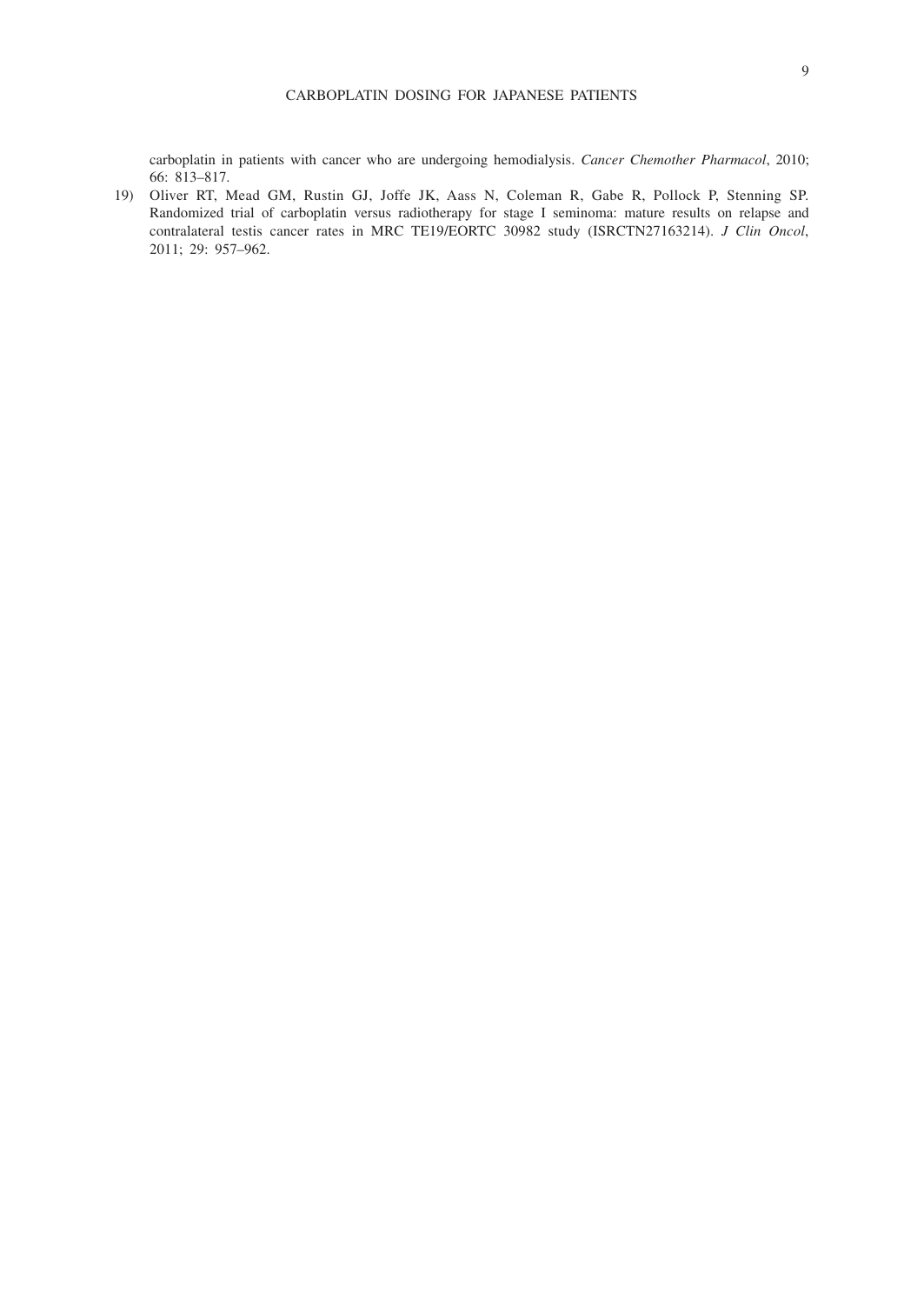carboplatin in patients with cancer who are undergoing hemodialysis. *Cancer Chemother Pharmacol*, 2010; 66: 813–817.

19) Oliver RT, Mead GM, Rustin GJ, Joffe JK, Aass N, Coleman R, Gabe R, Pollock P, Stenning SP. Randomized trial of carboplatin versus radiotherapy for stage I seminoma: mature results on relapse and contralateral testis cancer rates in MRC TE19/EORTC 30982 study (ISRCTN27163214). *J Clin Oncol*, 2011; 29: 957–962.